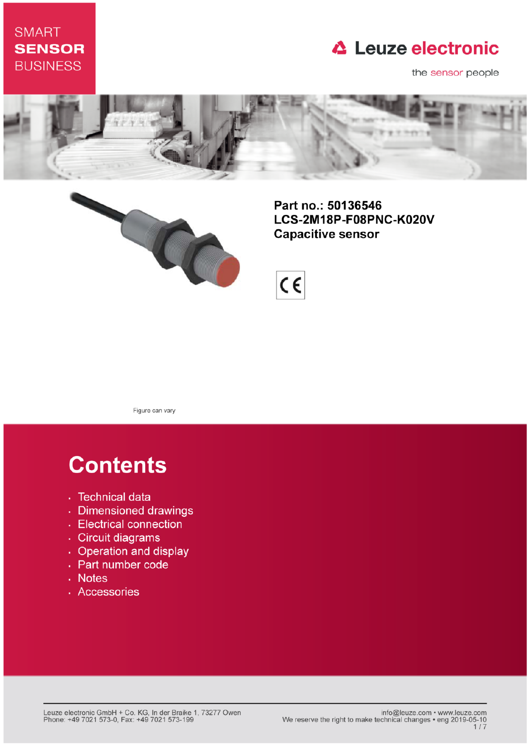SMART
**SENSOR**
BUSINESS

**Leuze electronic**

the sensor people

**Part no.: 50136546**
**LCS-2M18P-F08PNC-K020V**
**Capacitive sensor**

Figure can vary

# Contents

- Technical data
- Dimensioned drawings
- Electrical connection
- Circuit diagrams
- Operation and display
- Part number code
- Notes
- Accessories

Leuze electronic GmbH + Co. KG, In der Braike 1, 73277 Owen
Phone: +49 7021 573-0, Fax: +49 7021 573-199

info@leuze.com • www.leuze.com
We reserve the right to make technical changes • eng 2019-05-10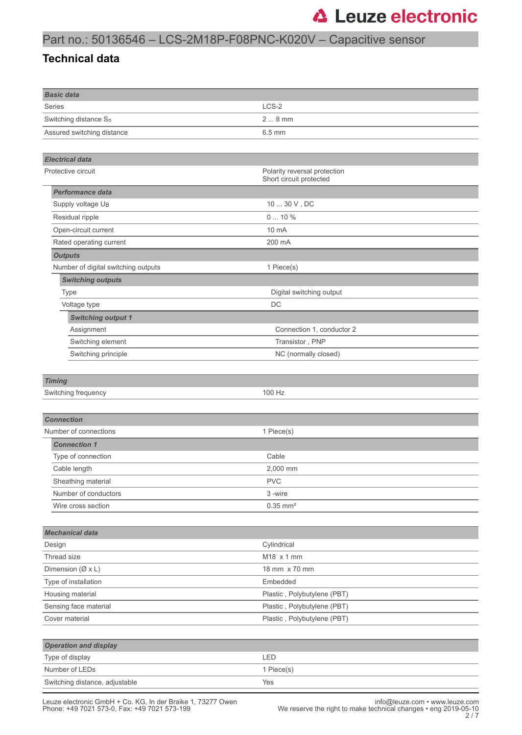# Part no.: 50136546 – LCS-2M18P-F08PNC-K020V – Capacitive sensor

## Technical data

| **Basic data** | |
|---|---|
| Series | LCS-2 |
| Switching distance $S_n$ | 2 ... 8 mm |
| Assured switching distance | 6.5 mm |

| **Electrical data** | |
|---|---|
| Protective circuit | Polarity reversal protection<br>Short circuit protected |
| ***Performance data*** | |
| Supply voltage $U_B$ | 10 ... 30 V , DC |
| Residual ripple | 0 ... 10 % |
| Open-circuit current | 10 mA |
| Rated operating current | 200 mA |
| ***Outputs*** | |
| Number of digital switching outputs | 1 Piece(s) |
| ***Switching outputs*** | |
| Type | Digital switching output |
| Voltage type | DC |
| ***Switching output 1*** | |
| Assignment | Connection 1, conductor 2 |
| Switching element | Transistor , PNP |
| Switching principle | NC (normally closed) |

| **Timing** | |
|---|---|
| Switching frequency | 100 Hz |

| **Connection** | |
|---|---|
| Number of connections | 1 Piece(s) |
| ***Connection 1*** | |
| Type of connection | Cable |
| Cable length | 2,000 mm |
| Sheathing material | PVC |
| Number of conductors | 3 -wire |
| Wire cross section | 0.35 mm² |

| **Mechanical data** | |
|---|---|
| Design | Cylindrical |
| Thread size | M18 x 1 mm |
| Dimension (Ø x L) | 18 mm x 70 mm |
| Type of installation | Embedded |
| Housing material | Plastic , Polybutylene (PBT) |
| Sensing face material | Plastic , Polybutylene (PBT) |
| Cover material | Plastic , Polybutylene (PBT) |

| **Operation and display** | |
|---|---|
| Type of display | LED |
| Number of LEDs | 1 Piece(s) |
| Switching distance, adjustable | Yes |

Leuze electronic GmbH + Co. KG, In der Braike 1, 73277 Owen
Phone: +49 7021 573-0, Fax: +49 7021 573-199

info@leuze.com • www.leuze.com
We reserve the right to make technical changes • eng 2019-05-10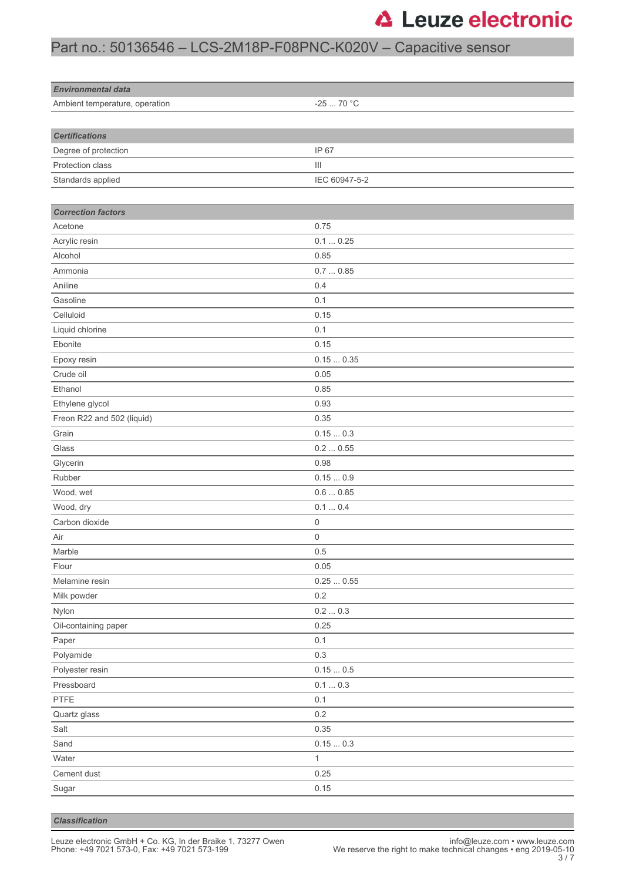# Part no.: 50136546 – LCS-2M18P-F08PNC-K020V – Capacitive sensor

| ***Environmental data*** | |
|---|---|
| Ambient temperature, operation | -25 ... 70 °C |

| ***Certifications*** | |
|---|---|
| Degree of protection | IP 67 |
| Protection class | III |
| Standards applied | IEC 60947-5-2 |

| ***Correction factors*** | |
|---|---|
| Acetone | 0.75 |
| Acrylic resin | 0.1 ... 0.25 |
| Alcohol | 0.85 |
| Ammonia | 0.7 ... 0.85 |
| Aniline | 0.4 |
| Gasoline | 0.1 |
| Celluloid | 0.15 |
| Liquid chlorine | 0.1 |
| Ebonite | 0.15 |
| Epoxy resin | 0.15 ... 0.35 |
| Crude oil | 0.05 |
| Ethanol | 0.85 |
| Ethylene glycol | 0.93 |
| Freon R22 and 502 (liquid) | 0.35 |
| Grain | 0.15 ... 0.3 |
| Glass | 0.2 ... 0.55 |
| Glycerin | 0.98 |
| Rubber | 0.15 ... 0.9 |
| Wood, wet | 0.6 ... 0.85 |
| Wood, dry | 0.1 ... 0.4 |
| Carbon dioxide | 0 |
| Air | 0 |
| Marble | 0.5 |
| Flour | 0.05 |
| Melamine resin | 0.25 ... 0.55 |
| Milk powder | 0.2 |
| Nylon | 0.2 ... 0.3 |
| Oil-containing paper | 0.25 |
| Paper | 0.1 |
| Polyamide | 0.3 |
| Polyester resin | 0.15 ... 0.5 |
| Pressboard | 0.1 ... 0.3 |
| PTFE | 0.1 |
| Quartz glass | 0.2 |
| Salt | 0.35 |
| Sand | 0.15 ... 0.3 |
| Water | 1 |
| Cement dust | 0.25 |
| Sugar | 0.15 |

| ***Classification*** | |
|---|---|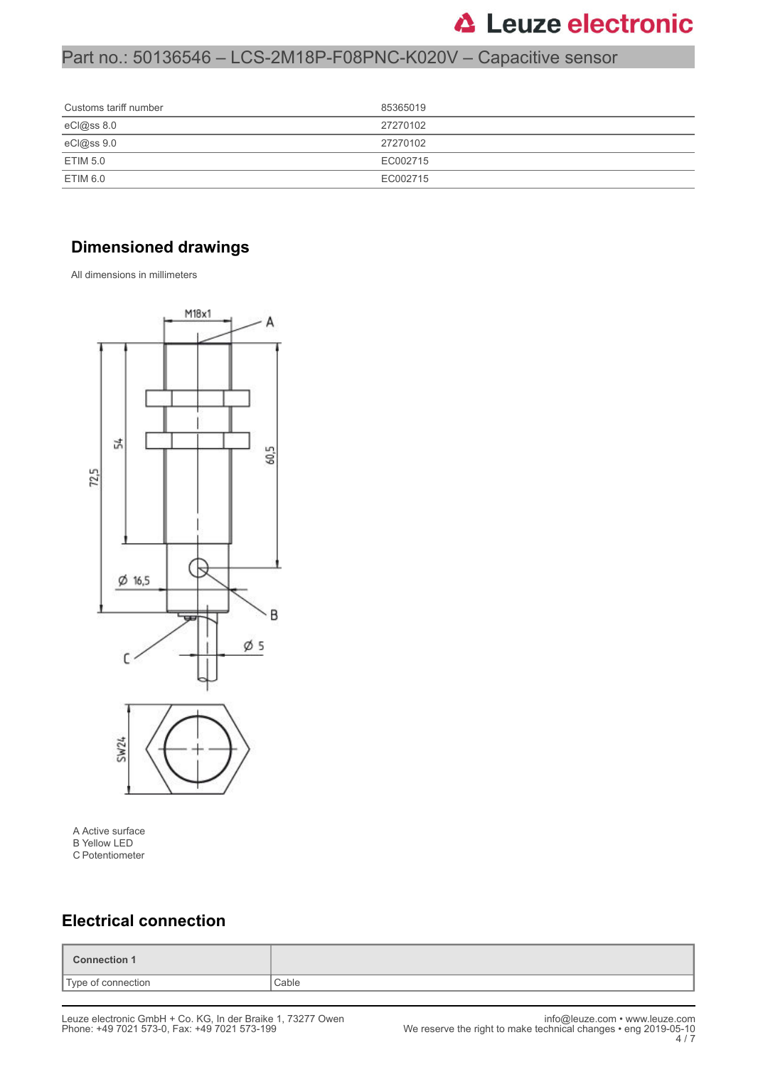| Customs tariff number | 85365019 |
|---|---|
| eCl@ss 8.0 | 27270102 |
| eCl@ss 9.0 | 27270102 |
| ETIM 5.0 | EC002715 |
| ETIM 6.0 | EC002715 |

## Dimensioned drawings

All dimensions in millimeters

A Active surface
B Yellow LED
C Potentiometer

## Electrical connection

| Connection 1 | |
|---|---|
| Type of connection | Cable |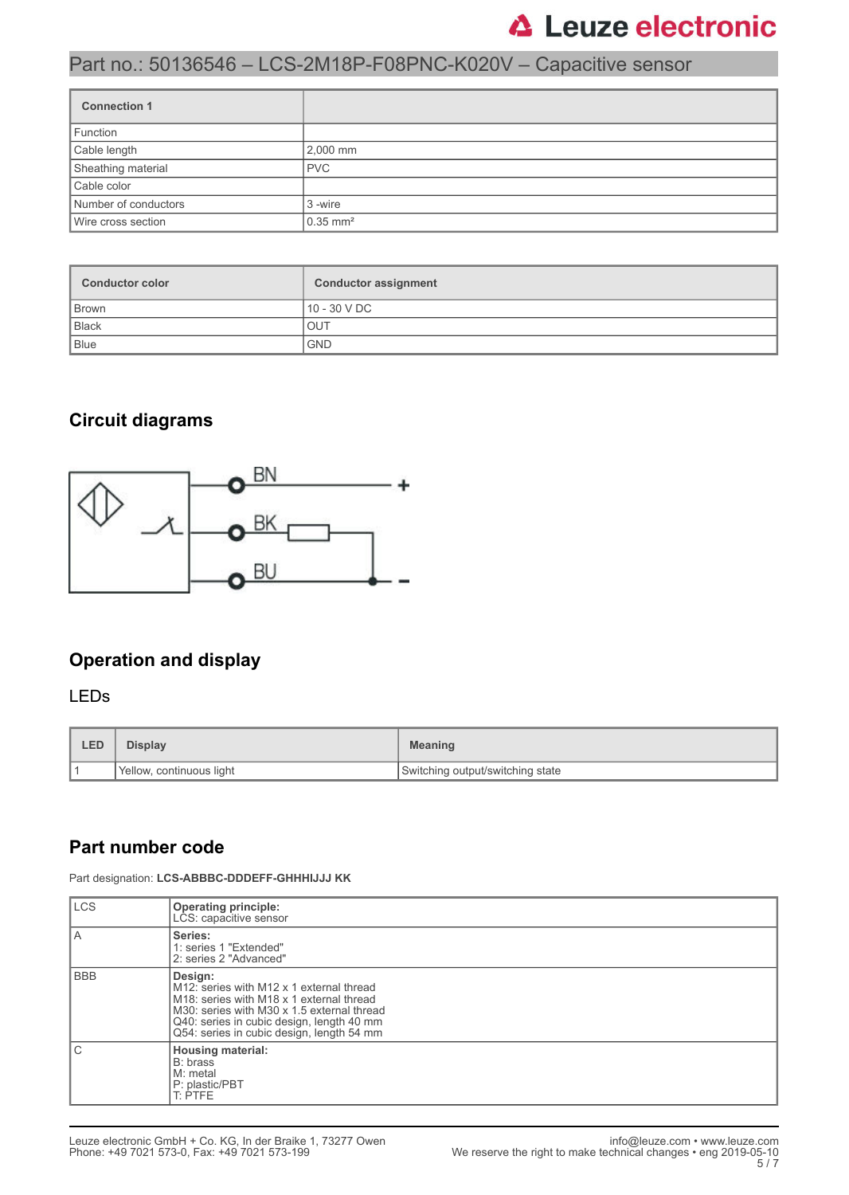Part no.: 50136546 – LCS-2M18P-F08PNC-K020V – Capacitive sensor

| Connection 1 | |
|---|---|
| Function | |
| Cable length | 2,000 mm |
| Sheathing material | PVC |
| Cable color | |
| Number of conductors | 3 -wire |
| Wire cross section | 0.35 mm² |

| Conductor color | Conductor assignment |
|---|---|
| Brown | 10 - 30 V DC |
| Black | OUT |
| Blue | GND |

## Circuit diagrams

BN +

BK

BU -

## Operation and display

### LEDs

| LED | Display | Meaning |
|---|---|---|
| 1 | Yellow, continuous light | Switching output/switching state |

## Part number code

Part designation: **LCS-ABBBC-DDDEFF-GHHHIJJJ KK**

| | |
|---|---|
| LCS | **Operating principle:**<br>LCS: capacitive sensor |
| A | **Series:**<br>1: series 1 "Extended"<br>2: series 2 "Advanced" |
| BBB | **Design:**<br>M12: series with M12 x 1 external thread<br>M18: series with M18 x 1 external thread<br>M30: series with M30 x 1.5 external thread<br>Q40: series in cubic design, length 40 mm<br>Q54: series in cubic design, length 54 mm |
| C | **Housing material:**<br>B: brass<br>M: metal<br>P: plastic/PBT<br>T: PTFE |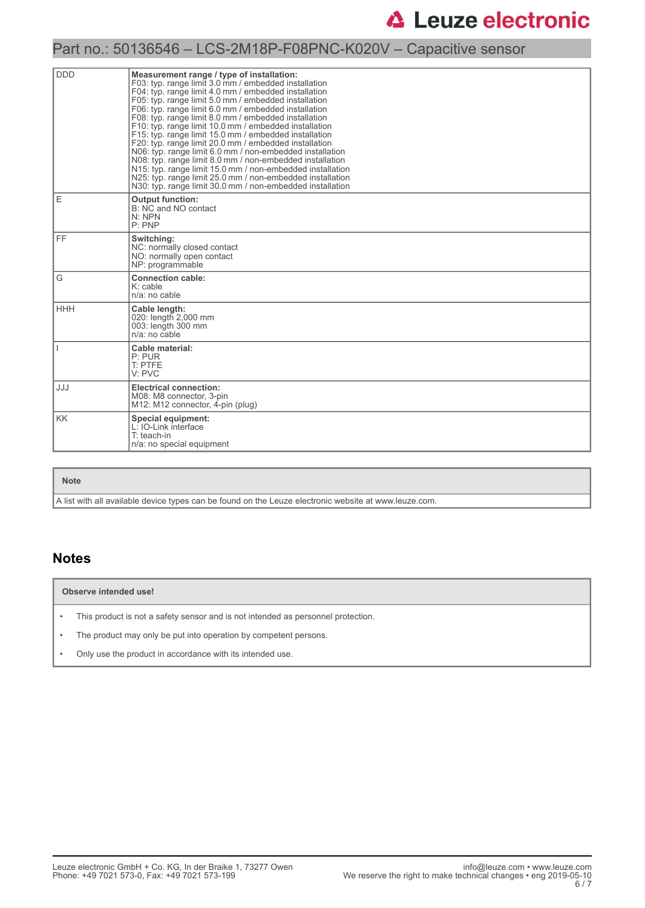| | |
|---|---|
| DDD | **Measurement range / type of installation:**<br>F03: typ. range limit 3.0 mm / embedded installation<br>F04: typ. range limit 4.0 mm / embedded installation<br>F05: typ. range limit 5.0 mm / embedded installation<br>F06: typ. range limit 6.0 mm / embedded installation<br>F08: typ. range limit 8.0 mm / embedded installation<br>F10: typ. range limit 10.0 mm / embedded installation<br>F15: typ. range limit 15.0 mm / embedded installation<br>F20: typ. range limit 20.0 mm / embedded installation<br>N06: typ. range limit 6.0 mm / non-embedded installation<br>N08: typ. range limit 8.0 mm / non-embedded installation<br>N15: typ. range limit 15.0 mm / non-embedded installation<br>N25: typ. range limit 25.0 mm / non-embedded installation<br>N30: typ. range limit 30.0 mm / non-embedded installation |
| E | **Output function:**<br>B: NC and NO contact<br>N: NPN<br>P: PNP |
| FF | **Switching:**<br>NC: normally closed contact<br>NO: normally open contact<br>NP: programmable |
| G | **Connection cable:**<br>K: cable<br>n/a: no cable |
| HHH | **Cable length:**<br>020: length 2,000 mm<br>003: length 300 mm<br>n/a: no cable |
| I | **Cable material:**<br>P: PUR<br>T: PTFE<br>V: PVC |
| JJJ | **Electrical connection:**<br>M08: M8 connector, 3-pin<br>M12: M12 connector, 4-pin (plug) |
| KK | **Special equipment:**<br>L: IO-Link interface<br>T: teach-in<br>n/a: no special equipment |

| Note |
|---|
| A list with all available device types can be found on the Leuze electronic website at www.leuze.com. |

## Notes

**Observe intended use!**

- This product is not a safety sensor and is not intended as personnel protection.
- The product may only be put into operation by competent persons.
- Only use the product in accordance with its intended use.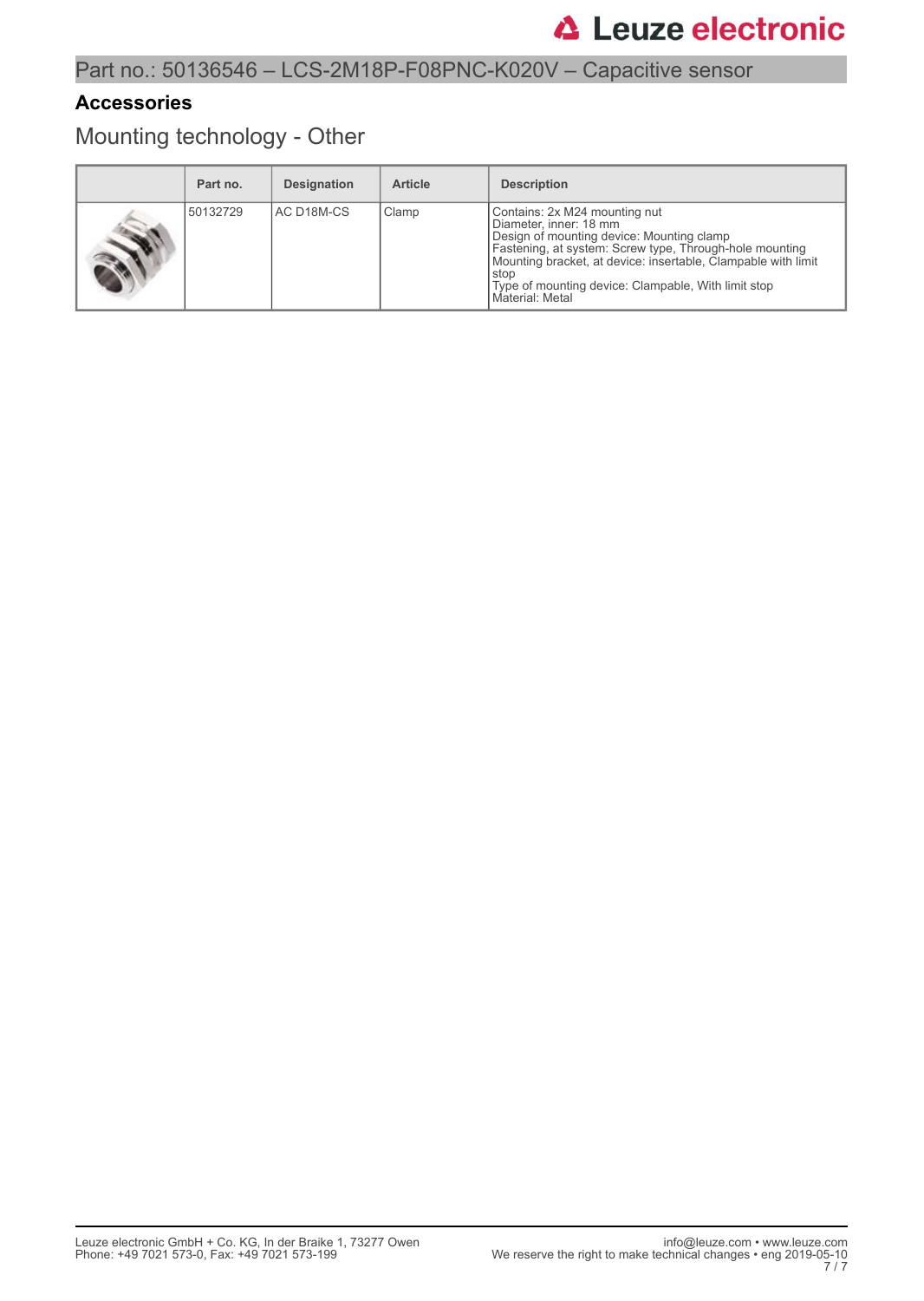Part no.: 50136546 – LCS-2M18P-F08PNC-K020V – Capacitive sensor

## Accessories

### Mounting technology - Other

| | Part no. | Designation | Article | Description |
|---|---|---|---|---|
| | 50132729 | AC D18M-CS | Clamp | Contains: 2x M24 mounting nut<br>Diameter, inner: 18 mm<br>Design of mounting device: Mounting clamp<br>Fastening, at system: Screw type, Through-hole mounting<br>Mounting bracket, at device: insertable, Clampable with limit stop<br>Type of mounting device: Clampable, With limit stop<br>Material: Metal |

Leuze electronic GmbH + Co. KG, In der Braike 1, 73277 Owen
Phone: +49 7021 573-0, Fax: +49 7021 573-199

info@leuze.com • www.leuze.com
We reserve the right to make technical changes • eng 2019-05-10